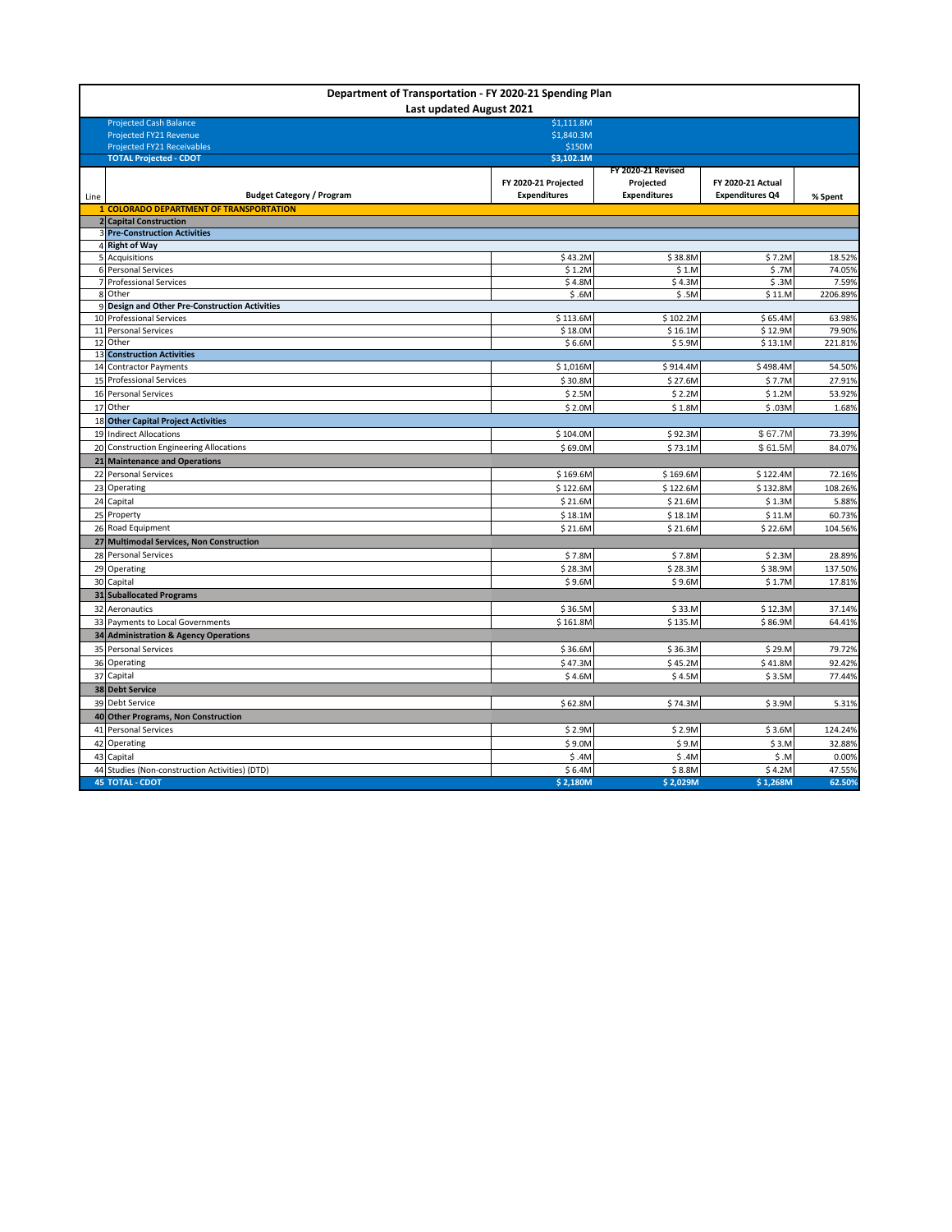# Department of Transportation - FY 2020-21 Spending Plan

## Last updated August 2021

| | |
|---|---|
| Projected Cash Balance | $1,111.8M |
| Projected FY21 Revenue | $1,840.3M |
| Projected FY21 Receivables | $150M |
| **TOTAL Projected - CDOT** | **$3,102.1M** |

| Line | Budget Category / Program | FY 2020-21 Projected Expenditures | FY 2020-21 Revised Projected Expenditures | FY 2020-21 Actual Expenditures Q4 | % Spent |
|---|---|---|---|---|---|
| 1 | **COLORADO DEPARTMENT OF TRANSPORTATION** | | | | |
| 2 | **Capital Construction** | | | | |
| 3 | **Pre-Construction Activities** | | | | |
| 4 | **Right of Way** | | | | |
| 5 | Acquisitions | $ 43.2M | $ 38.8M | $ 7.2M | 18.52% |
| 6 | Personal Services | $ 1.2M | $ 1.M | $ .7M | 74.05% |
| 7 | Professional Services | $ 4.8M | $ 4.3M | $ .3M | 7.59% |
| 8 | Other | $ .6M | $ .5M | $ 11.M | 2206.89% |
| 9 | **Design and Other Pre-Construction Activities** | | | | |
| 10 | Professional Services | $ 113.6M | $ 102.2M | $ 65.4M | 63.98% |
| 11 | Personal Services | $ 18.0M | $ 16.1M | $ 12.9M | 79.90% |
| 12 | Other | $ 6.6M | $ 5.9M | $ 13.1M | 221.81% |
| 13 | **Construction Activities** | | | | |
| 14 | Contractor Payments | $ 1,016M | $ 914.4M | $ 498.4M | 54.50% |
| 15 | Professional Services | $ 30.8M | $ 27.6M | $ 7.7M | 27.91% |
| 16 | Personal Services | $ 2.5M | $ 2.2M | $ 1.2M | 53.92% |
| 17 | Other | $ 2.0M | $ 1.8M | $ .03M | 1.68% |
| 18 | **Other Capital Project Activities** | | | | |
| 19 | Indirect Allocations | $ 104.0M | $ 92.3M | $ 67.7M | 73.39% |
| 20 | Construction Engineering Allocations | $ 69.0M | $ 73.1M | $ 61.5M | 84.07% |
| 21 | **Maintenance and Operations** | | | | |
| 22 | Personal Services | $ 169.6M | $ 169.6M | $ 122.4M | 72.16% |
| 23 | Operating | $ 122.6M | $ 122.6M | $ 132.8M | 108.26% |
| 24 | Capital | $ 21.6M | $ 21.6M | $ 1.3M | 5.88% |
| 25 | Property | $ 18.1M | $ 18.1M | $ 11.M | 60.73% |
| 26 | Road Equipment | $ 21.6M | $ 21.6M | $ 22.6M | 104.56% |
| 27 | **Multimodal Services, Non Construction** | | | | |
| 28 | Personal Services | $ 7.8M | $ 7.8M | $ 2.3M | 28.89% |
| 29 | Operating | $ 28.3M | $ 28.3M | $ 38.9M | 137.50% |
| 30 | Capital | $ 9.6M | $ 9.6M | $ 1.7M | 17.81% |
| 31 | **Suballocated Programs** | | | | |
| 32 | Aeronautics | $ 36.5M | $ 33.M | $ 12.3M | 37.14% |
| 33 | Payments to Local Governments | $ 161.8M | $ 135.M | $ 86.9M | 64.41% |
| 34 | **Administration & Agency Operations** | | | | |
| 35 | Personal Services | $ 36.6M | $ 36.3M | $ 29.M | 79.72% |
| 36 | Operating | $ 47.3M | $ 45.2M | $ 41.8M | 92.42% |
| 37 | Capital | $ 4.6M | $ 4.5M | $ 3.5M | 77.44% |
| 38 | **Debt Service** | | | | |
| 39 | Debt Service | $ 62.8M | $ 74.3M | $ 3.9M | 5.31% |
| 40 | **Other Programs, Non Construction** | | | | |
| 41 | Personal Services | $ 2.9M | $ 2.9M | $ 3.6M | 124.24% |
| 42 | Operating | $ 9.0M | $ 9.M | $ 3.M | 32.88% |
| 43 | Capital | $ .4M | $ .4M | $ .M | 0.00% |
| 44 | Studies (Non-construction Activities) (DTD) | $ 6.4M | $ 8.8M | $ 4.2M | 47.55% |
| 45 | **TOTAL - CDOT** | **$ 2,180M** | **$ 2,029M** | **$ 1,268M** | **62.50%** |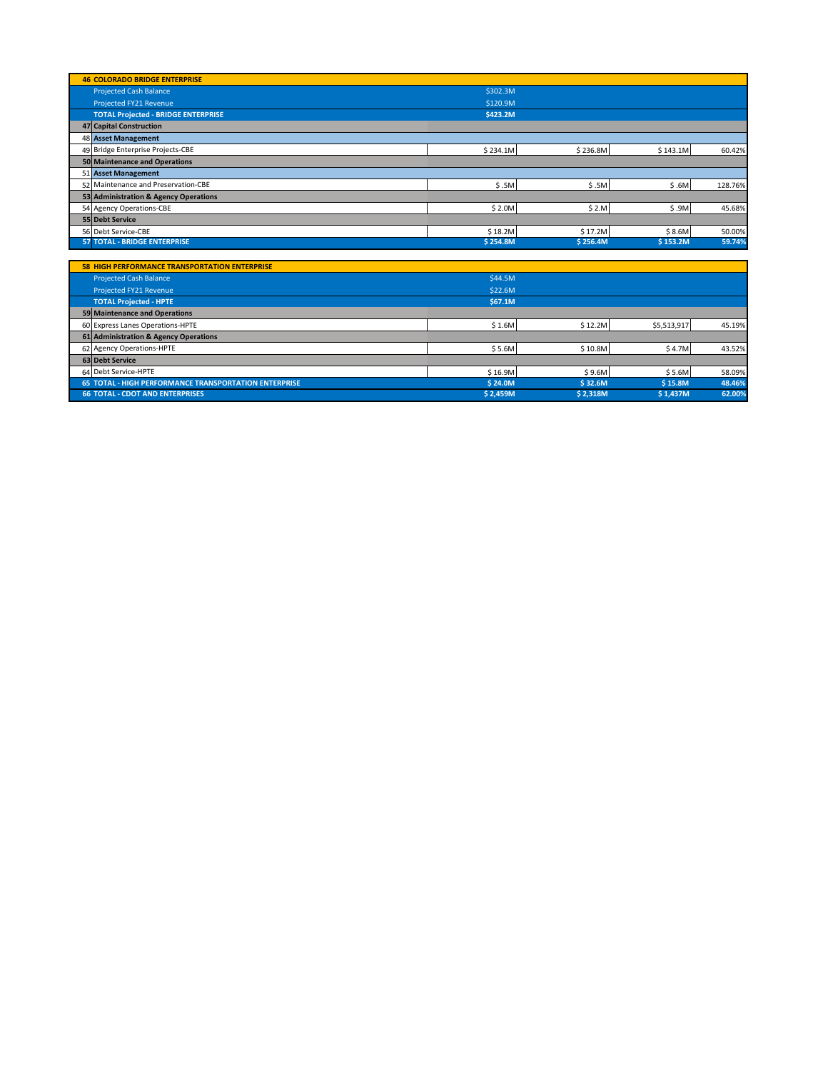| | | | | | |
|---|---|---|---|---|---|
| 46 | COLORADO BRIDGE ENTERPRISE | | | | |
| | Projected Cash Balance | $302.3M | | | |
| | Projected FY21 Revenue | $120.9M | | | |
| | **TOTAL Projected - BRIDGE ENTERPRISE** | **$423.2M** | | | |
| 47 | **Capital Construction** | | | | |
| 48 | **Asset Management** | | | | |
| 49 | Bridge Enterprise Projects-CBE | $ 234.1M | $ 236.8M | $ 143.1M | 60.42% |
| 50 | **Maintenance and Operations** | | | | |
| 51 | **Asset Management** | | | | |
| 52 | Maintenance and Preservation-CBE | $ .5M | $ .5M | $ .6M | 128.76% |
| 53 | **Administration & Agency Operations** | | | | |
| 54 | Agency Operations-CBE | $ 2.0M | $ 2.M | $ .9M | 45.68% |
| 55 | **Debt Service** | | | | |
| 56 | Debt Service-CBE | $ 18.2M | $ 17.2M | $ 8.6M | 50.00% |
| 57 | **TOTAL - BRIDGE ENTERPRISE** | **$ 254.8M** | **$ 256.4M** | **$ 153.2M** | **59.74%** |

| | | | | | |
|---|---|---|---|---|---|
| 58 | HIGH PERFORMANCE TRANSPORTATION ENTERPRISE | | | | |
| | Projected Cash Balance | $44.5M | | | |
| | Projected FY21 Revenue | $22.6M | | | |
| | **TOTAL Projected - HPTE** | **$67.1M** | | | |
| 59 | **Maintenance and Operations** | | | | |
| 60 | Express Lanes Operations-HPTE | $ 1.6M | $ 12.2M | $5,513,917 | 45.19% |
| 61 | **Administration & Agency Operations** | | | | |
| 62 | Agency Operations-HPTE | $ 5.6M | $ 10.8M | $ 4.7M | 43.52% |
| 63 | **Debt Service** | | | | |
| 64 | Debt Service-HPTE | $ 16.9M | $ 9.6M | $ 5.6M | 58.09% |
| 65 | **TOTAL - HIGH PERFORMANCE TRANSPORTATION ENTERPRISE** | **$ 24.0M** | **$ 32.6M** | **$ 15.8M** | **48.46%** |
| 66 | **TOTAL - CDOT AND ENTERPRISES** | **$ 2,459M** | **$ 2,318M** | **$ 1,437M** | **62.00%** |